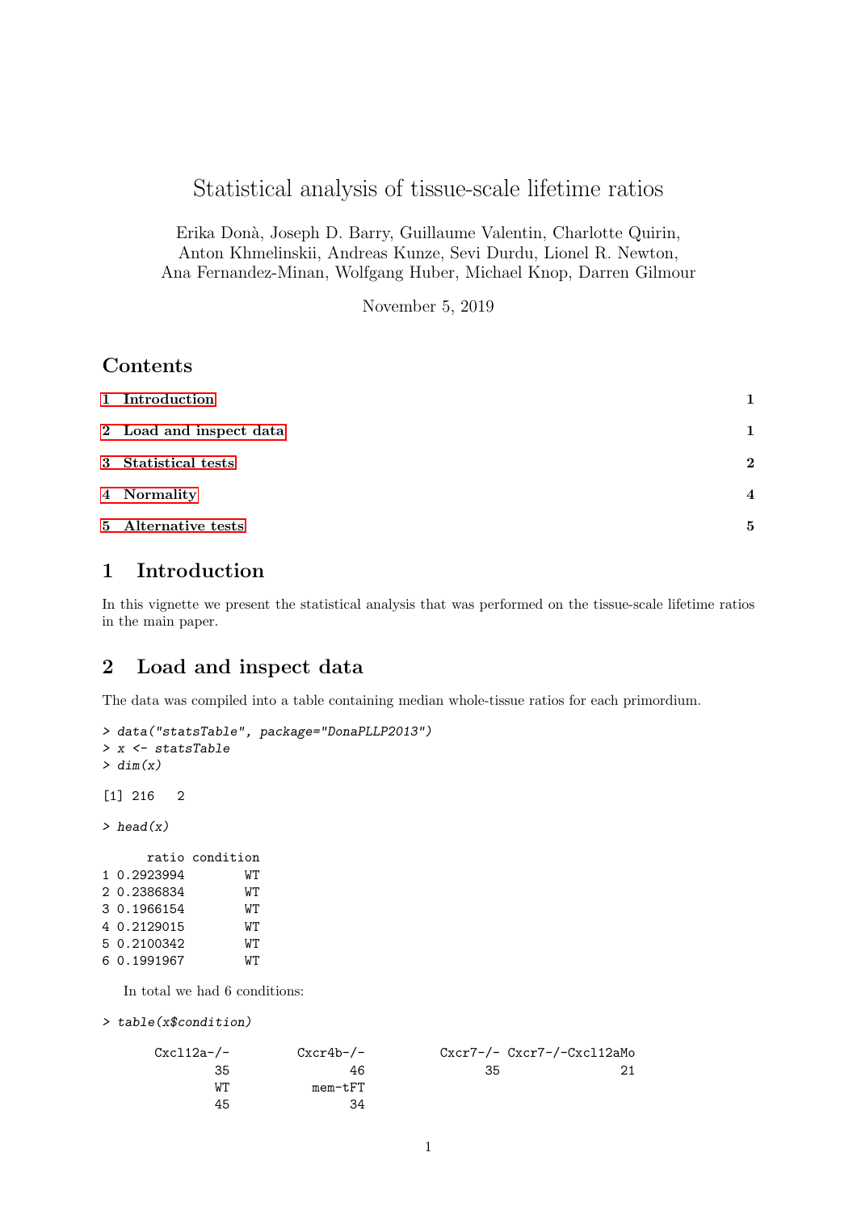# Statistical analysis of tissue-scale lifetime ratios

Erika Donà, Joseph D. Barry, Guillaume Valentin, Charlotte Quirin, Anton Khmelinskii, Andreas Kunze, Sevi Durdu, Lionel R. Newton, Ana Fernandez-Minan, Wolfgang Huber, Michael Knop, Darren Gilmour

November 5, 2019

## Contents

1 Introduction 1

2 Load and inspect data 1

3 Statistical tests 2

4 Normality 4

5 Alternative tests 5

## 1 Introduction

In this vignette we present the statistical analysis that was performed on the tissue-scale lifetime ratios in the main paper.

## 2 Load and inspect data

The data was compiled into a table containing median whole-tissue ratios for each primordium.

```
> data("statsTable", package="DonaPLLP2013")
> x <- statsTable
> dim(x)

[1] 216   2

> head(x)

      ratio condition
1 0.2923994        WT
2 0.2386834        WT
3 0.1966154        WT
4 0.2129015        WT
5 0.2100342        WT
6 0.1991967        WT
```

In total we had 6 conditions:

```
> table(x$condition)

      Cxcl12a-/-        Cxcr4b-/-         Cxcr7-/- Cxcr7-/-Cxcl12aMo
              35               46               35                21
              WT          mem-tFT
              45               34
```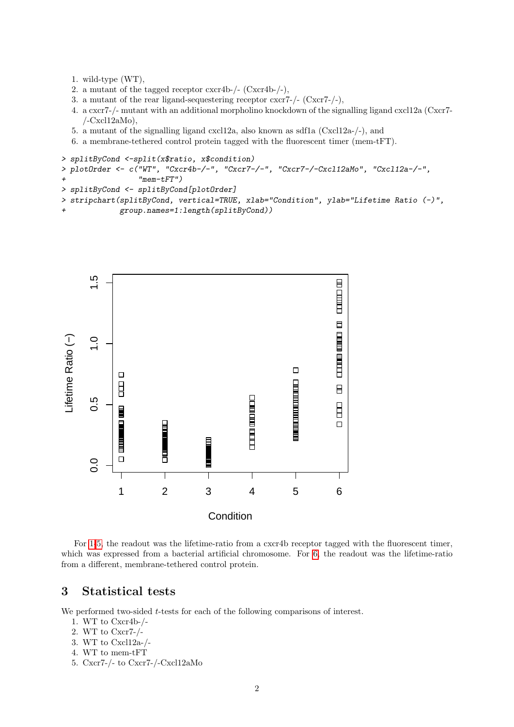1. wild-type (WT),
2. a mutant of the tagged receptor cxcr4b-/- (Cxcr4b-/-),
3. a mutant of the rear ligand-sequestering receptor cxcr7-/- (Cxcr7-/-),
4. a cxcr7-/- mutant with an additional morpholino knockdown of the signalling ligand cxcl12a (Cxcr7-/-Cxcl12aMo),
5. a mutant of the signalling ligand cxcl12a, also known as sdf1a (Cxcl12a-/-), and
6. a membrane-tethered control protein tagged with the fluorescent timer (mem-tFT).

```
> splitByCond <-split(x$ratio, x$condition)
> plotOrder <- c("WT", "Cxcr4b-/-", "Cxcr7-/-", "Cxcr7-/-Cxcl12aMo", "Cxcl12a-/-",
+                "mem-tFT")
> splitByCond <- splitByCond[plotOrder]
> stripchart(splitByCond, vertical=TRUE, xlab="Condition", ylab="Lifetime Ratio (-)",
+            group.names=1:length(splitByCond))
```

For 1-5, the readout was the lifetime-ratio from a cxcr4b receptor tagged with the fluorescent timer, which was expressed from a bacterial artificial chromosome. For 6, the readout was the lifetime-ratio from a different, membrane-tethered control protein.

## 3 Statistical tests

We performed two-sided $t$-tests for each of the following comparisons of interest.

1. WT to Cxcr4b-/-
2. WT to Cxcr7-/-
3. WT to Cxcl12a-/-
4. WT to mem-tFT
5. Cxcr7-/- to Cxcr7-/-Cxcl12aMo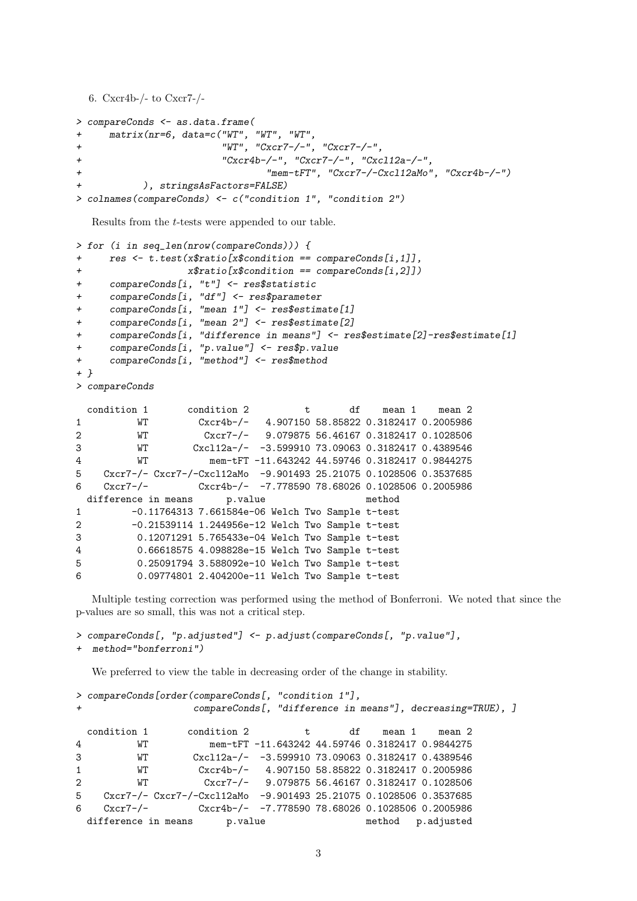6. Cxcr4b-/- to Cxcr7-/-

```
> compareConds <- as.data.frame(
+     matrix(nr=6, data=c("WT", "WT", "WT",
+                         "WT", "Cxcr7-/-", "Cxcr7-/-",
+                         "Cxcr4b-/-", "Cxcr7-/-", "Cxcl12a-/-",
+                                 "mem-tFT", "Cxcr7-/-Cxcl12aMo", "Cxcr4b-/-")
+           ), stringsAsFactors=FALSE)
> colnames(compareConds) <- c("condition 1", "condition 2")
```

Results from the $t$-tests were appended to our table.

```
> for (i in seq_len(nrow(compareConds))) {
+     res <- t.test(x$ratio[x$condition == compareConds[i,1]],
+                   x$ratio[x$condition == compareConds[i,2]])
+     compareConds[i, "t"] <- res$statistic
+     compareConds[i, "df"] <- res$parameter
+     compareConds[i, "mean 1"] <- res$estimate[1]
+     compareConds[i, "mean 2"] <- res$estimate[2]
+     compareConds[i, "difference in means"] <- res$estimate[2]-res$estimate[1]
+     compareConds[i, "p.value"] <- res$p.value
+     compareConds[i, "method"] <- res$method
+ }
> compareConds

  condition 1       condition 2          t       df    mean 1    mean 2
1          WT         Cxcr4b-/-   4.907150 58.85822 0.3182417 0.2005986
2          WT          Cxcr7-/-   9.079875 56.46167 0.3182417 0.1028506
3          WT        Cxcl12a-/-  -3.599910 73.09063 0.3182417 0.4389546
4          WT           mem-tFT -11.643242 44.59746 0.3182417 0.9844275
5    Cxcr7-/- Cxcr7-/-Cxcl12aMo  -9.901493 25.21075 0.1028506 0.3537685
6    Cxcr7-/-         Cxcr4b-/-  -7.778590 78.68026 0.1028506 0.2005986
  difference in means      p.value                  method
1         -0.11764313 7.661584e-06 Welch Two Sample t-test
2         -0.21539114 1.244956e-12 Welch Two Sample t-test
3          0.12071291 5.765433e-04 Welch Two Sample t-test
4          0.66618575 4.098828e-15 Welch Two Sample t-test
5          0.25091794 3.588092e-10 Welch Two Sample t-test
6          0.09774801 2.404200e-11 Welch Two Sample t-test
```

Multiple testing correction was performed using the method of Bonferroni. We noted that since the p-values are so small, this was not a critical step.

```
> compareConds[, "p.adjusted"] <- p.adjust(compareConds[, "p.value"],
+  method="bonferroni")
```

We preferred to view the table in decreasing order of the change in stability.

```
> compareConds[order(compareConds[, "condition 1"],
+                    compareConds[, "difference in means"], decreasing=TRUE), ]

  condition 1       condition 2          t       df    mean 1    mean 2
4          WT           mem-tFT -11.643242 44.59746 0.3182417 0.9844275
3          WT        Cxcl12a-/-  -3.599910 73.09063 0.3182417 0.4389546
1          WT         Cxcr4b-/-   4.907150 58.85822 0.3182417 0.2005986
2          WT          Cxcr7-/-   9.079875 56.46167 0.3182417 0.1028506
5    Cxcr7-/- Cxcr7-/-Cxcl12aMo  -9.901493 25.21075 0.1028506 0.3537685
6    Cxcr7-/-         Cxcr4b-/-  -7.778590 78.68026 0.1028506 0.2005986
  difference in means      p.value                  method   p.adjusted
```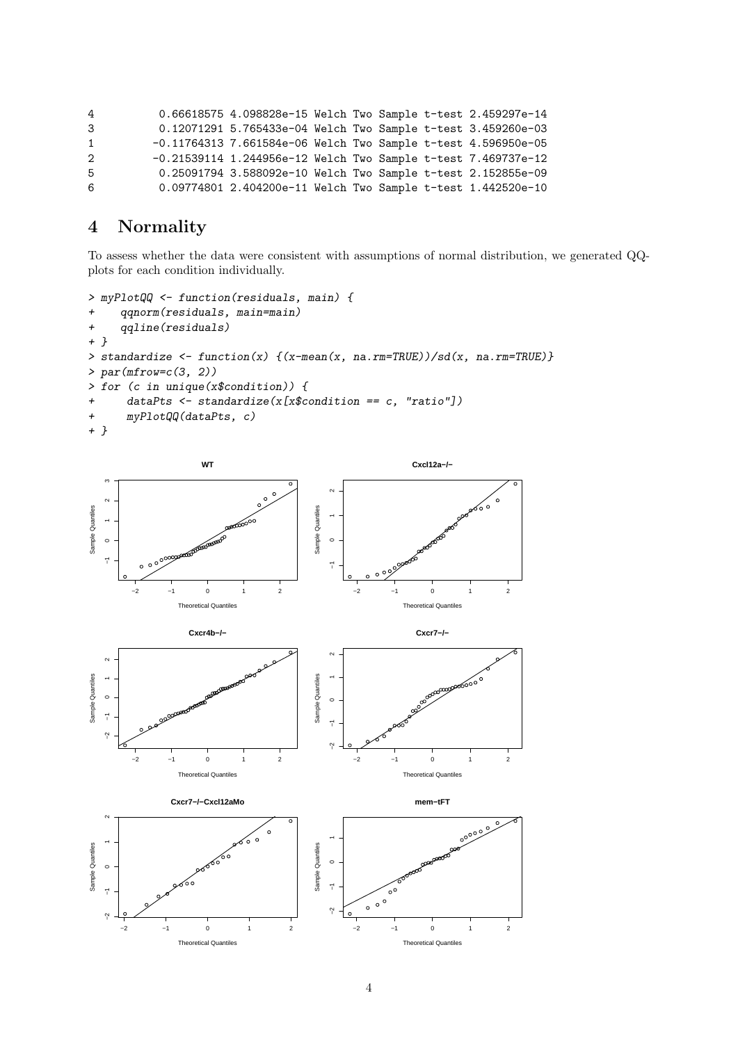```
4          0.66618575 4.098828e-15 Welch Two Sample t-test 2.459297e-14
3          0.12071291 5.765433e-04 Welch Two Sample t-test 3.459260e-03
1         -0.11764313 7.661584e-06 Welch Two Sample t-test 4.596950e-05
2         -0.21539114 1.244956e-12 Welch Two Sample t-test 7.469737e-12
5          0.25091794 3.588092e-10 Welch Two Sample t-test 2.152855e-09
6          0.09774801 2.404200e-11 Welch Two Sample t-test 1.442520e-10
```

## 4 Normality

To assess whether the data were consistent with assumptions of normal distribution, we generated QQ-plots for each condition individually.

```
> myPlotQQ <- function(residuals, main) {
+     qqnorm(residuals, main=main)
+     qqline(residuals)
+ }
> standardize <- function(x) {(x-mean(x, na.rm=TRUE))/sd(x, na.rm=TRUE)}
> par(mfrow=c(3, 2))
> for (c in unique(x$condition)) {
+      dataPts <- standardize(x[x$condition == c, "ratio"])
+      myPlotQQ(dataPts, c)
+ }
```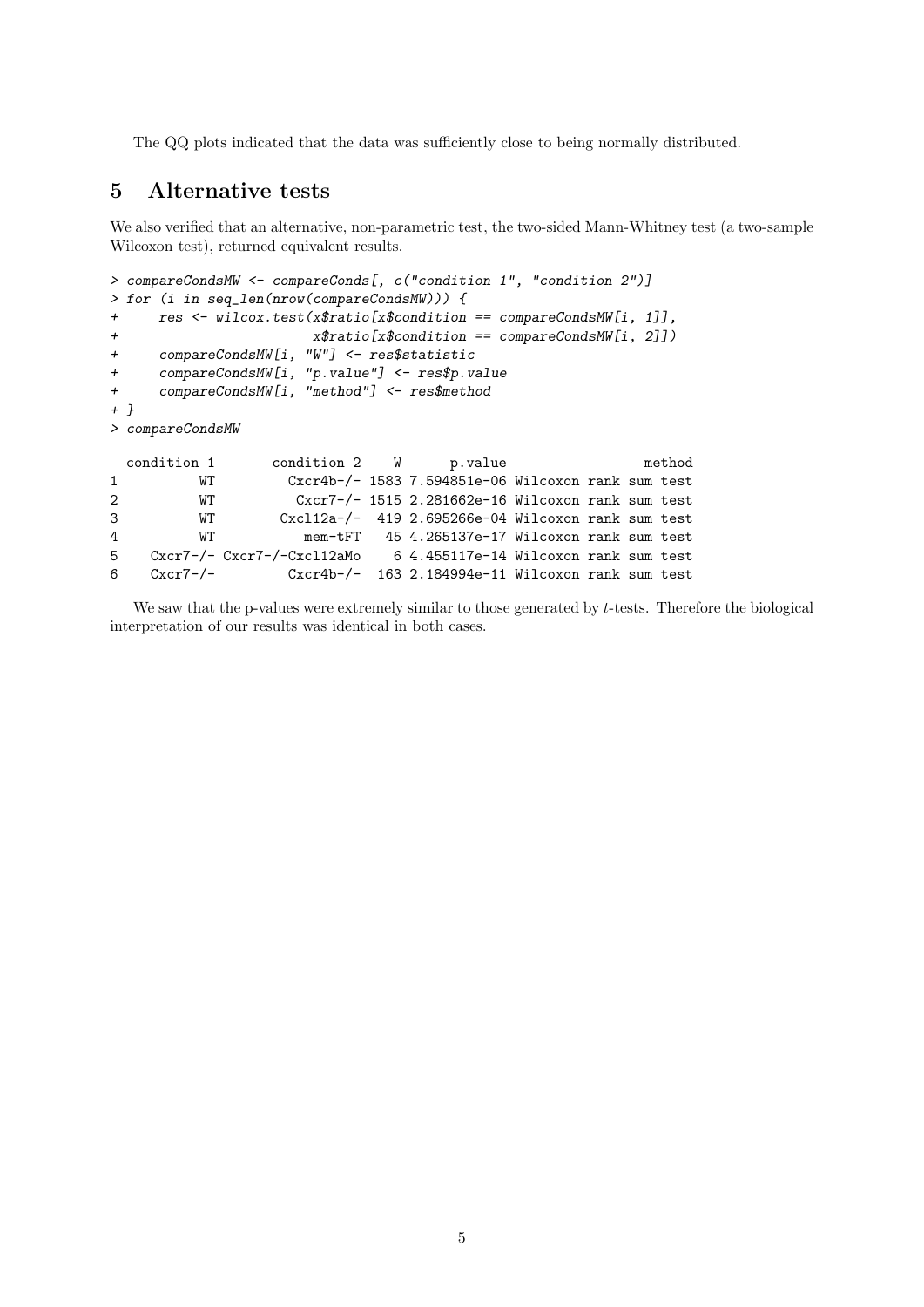The QQ plots indicated that the data was sufficiently close to being normally distributed.

## 5 Alternative tests

We also verified that an alternative, non-parametric test, the two-sided Mann-Whitney test (a two-sample Wilcoxon test), returned equivalent results.

```
> compareCondsMW <- compareConds[, c("condition 1", "condition 2")]
> for (i in seq_len(nrow(compareCondsMW))) {
+     res <- wilcox.test(x$ratio[x$condition == compareCondsMW[i, 1]],
+                        x$ratio[x$condition == compareCondsMW[i, 2]])
+     compareCondsMW[i, "W"] <- res$statistic
+     compareCondsMW[i, "p.value"] <- res$p.value
+     compareCondsMW[i, "method"] <- res$method
+ }
> compareCondsMW
```

```
  condition 1       condition 2    W      p.value                 method
1          WT         Cxcr4b-/- 1583 7.594851e-06 Wilcoxon rank sum test
2          WT          Cxcr7-/- 1515 2.281662e-16 Wilcoxon rank sum test
3          WT        Cxcl12a-/-  419 2.695266e-04 Wilcoxon rank sum test
4          WT           mem-tFT   45 4.265137e-17 Wilcoxon rank sum test
5    Cxcr7-/- Cxcr7-/-Cxcl12aMo    6 4.455117e-14 Wilcoxon rank sum test
6    Cxcr7-/-         Cxcr4b-/-  163 2.184994e-11 Wilcoxon rank sum test
```

We saw that the p-values were extremely similar to those generated by *t*-tests. Therefore the biological interpretation of our results was identical in both cases.